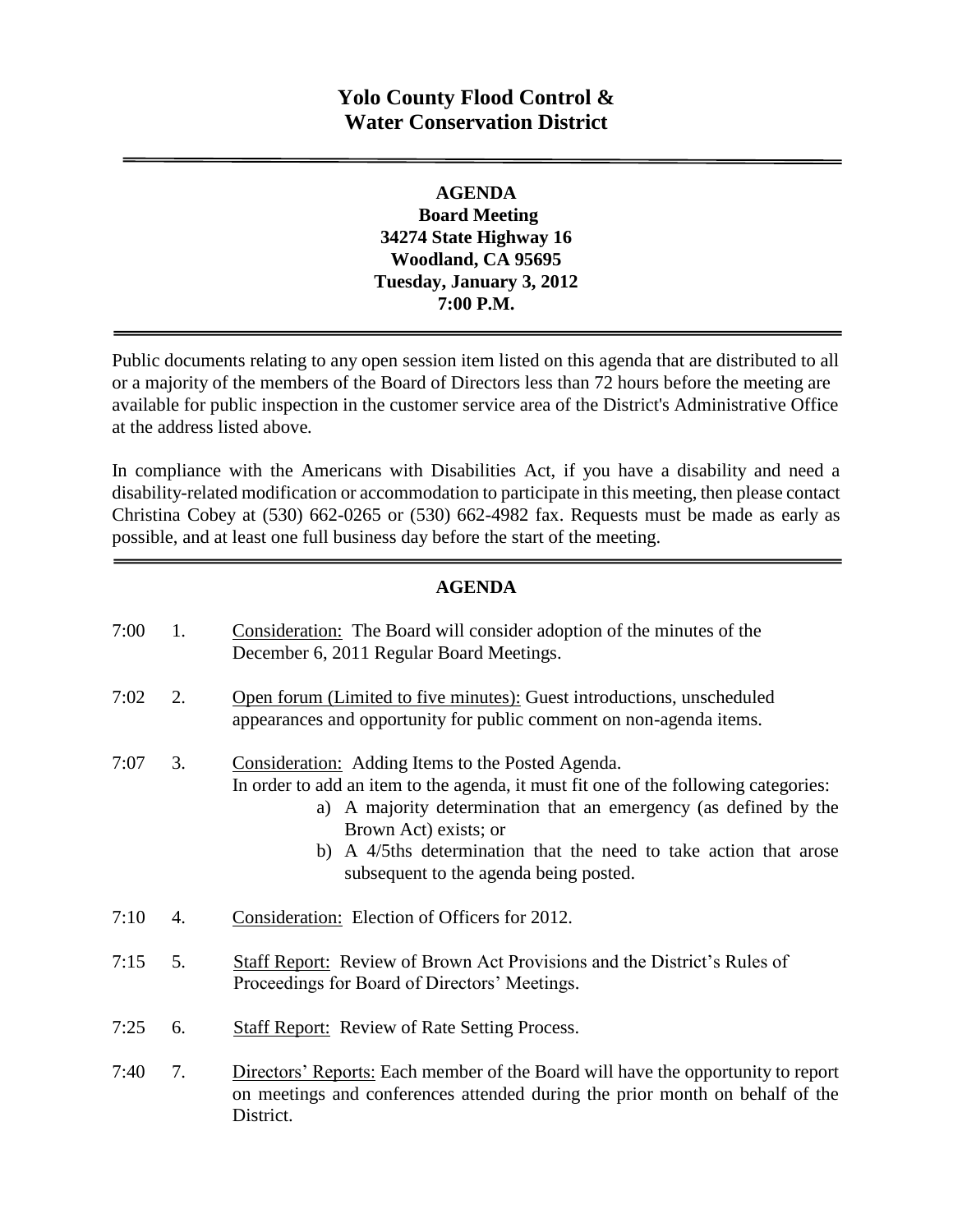# Yolo County Flood Control & Water Conservation District

**AGENDA**
**Board Meeting**
**34274 State Highway 16**
**Woodland, CA 95695**
**Tuesday, January 3, 2012**
**7:00 P.M.**

Public documents relating to any open session item listed on this agenda that are distributed to all or a majority of the members of the Board of Directors less than 72 hours before the meeting are available for public inspection in the customer service area of the District's Administrative Office at the address listed above.

In compliance with the Americans with Disabilities Act, if you have a disability and need a disability-related modification or accommodation to participate in this meeting, then please contact Christina Cobey at (530) 662-0265 or (530) 662-4982 fax. Requests must be made as early as possible, and at least one full business day before the start of the meeting.

## AGENDA

7:00 1. Consideration: The Board will consider adoption of the minutes of the December 6, 2011 Regular Board Meetings.

7:02 2. Open forum (Limited to five minutes): Guest introductions, unscheduled appearances and opportunity for public comment on non-agenda items.

7:07 3. Consideration: Adding Items to the Posted Agenda.
In order to add an item to the agenda, it must fit one of the following categories:
   a) A majority determination that an emergency (as defined by the Brown Act) exists; or
   b) A 4/5ths determination that the need to take action that arose subsequent to the agenda being posted.

7:10 4. Consideration: Election of Officers for 2012.

7:15 5. Staff Report: Review of Brown Act Provisions and the District's Rules of Proceedings for Board of Directors' Meetings.

7:25 6. Staff Report: Review of Rate Setting Process.

7:40 7. Directors' Reports: Each member of the Board will have the opportunity to report on meetings and conferences attended during the prior month on behalf of the District.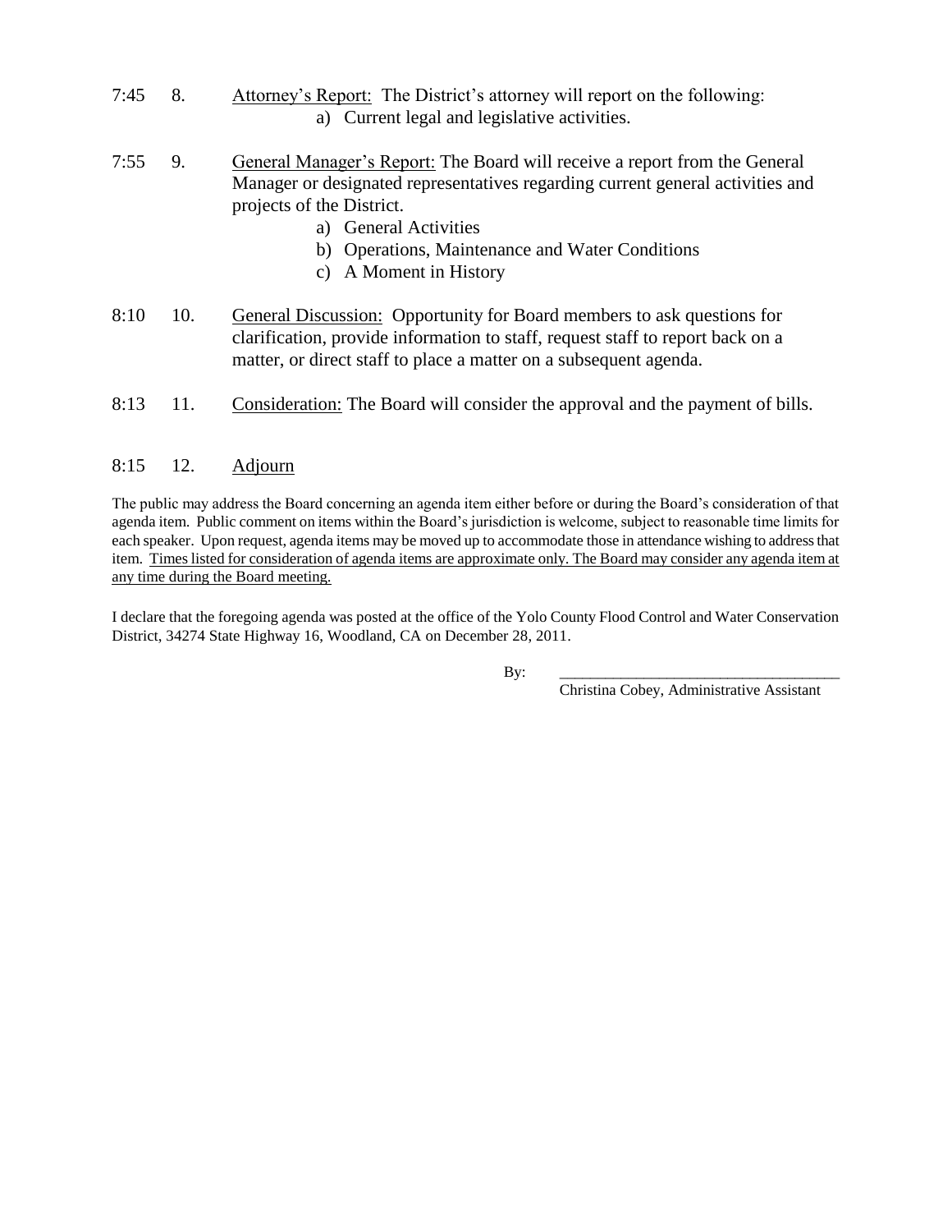7:45 8. Attorney's Report: The District's attorney will report on the following:

a) Current legal and legislative activities.

7:55 9. General Manager's Report: The Board will receive a report from the General Manager or designated representatives regarding current general activities and projects of the District.

a) General Activities
b) Operations, Maintenance and Water Conditions
c) A Moment in History

8:10 10. General Discussion: Opportunity for Board members to ask questions for clarification, provide information to staff, request staff to report back on a matter, or direct staff to place a matter on a subsequent agenda.

8:13 11. Consideration: The Board will consider the approval and the payment of bills.

8:15 12. Adjourn

The public may address the Board concerning an agenda item either before or during the Board's consideration of that agenda item. Public comment on items within the Board's jurisdiction is welcome, subject to reasonable time limits for each speaker. Upon request, agenda items may be moved up to accommodate those in attendance wishing to address that item. Times listed for consideration of agenda items are approximate only. The Board may consider any agenda item at any time during the Board meeting.

I declare that the foregoing agenda was posted at the office of the Yolo County Flood Control and Water Conservation District, 34274 State Highway 16, Woodland, CA on December 28, 2011.

By: ___________________________________

Christina Cobey, Administrative Assistant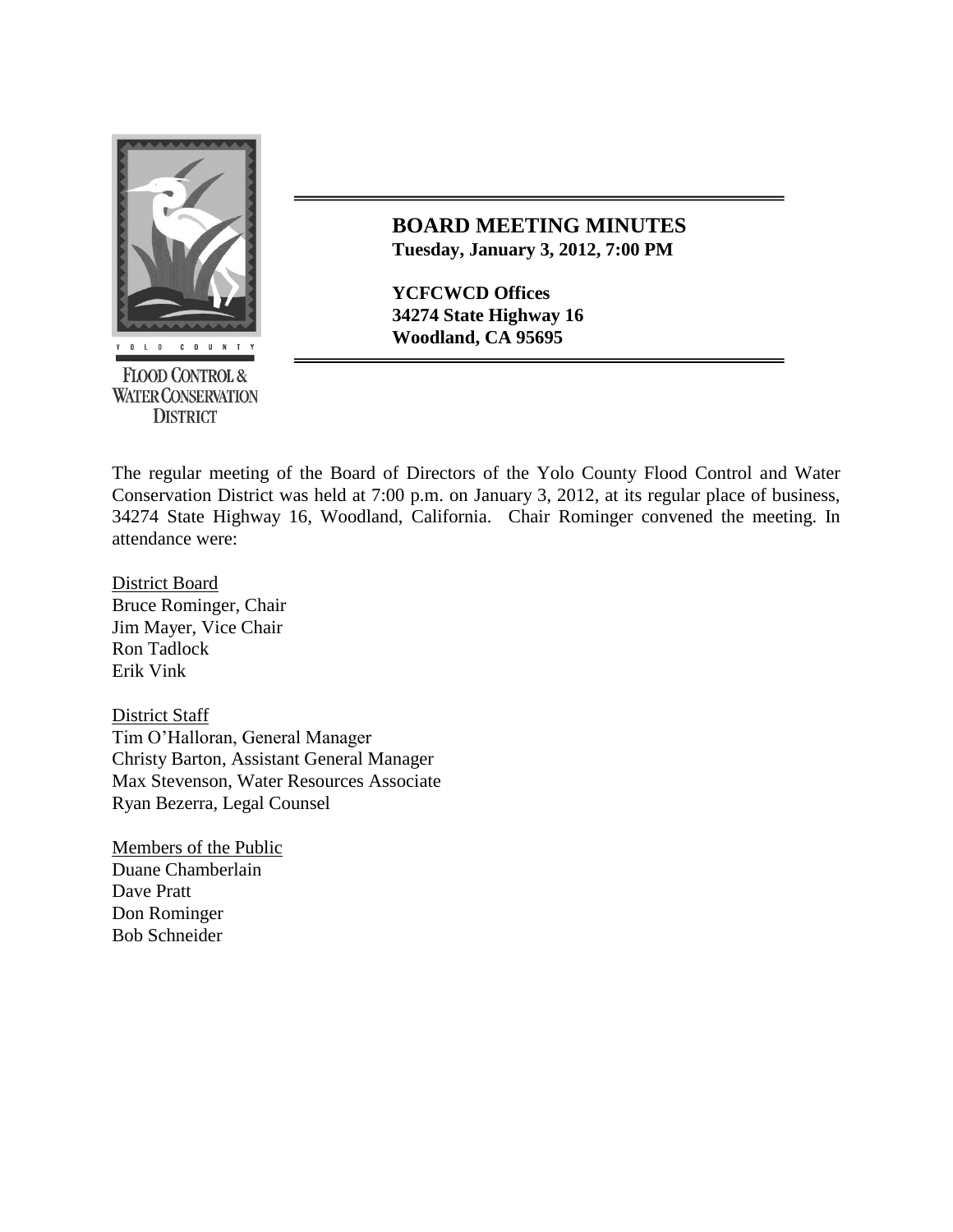YOLO COUNTY

FLOOD CONTROL & WATER CONSERVATION DISTRICT

# BOARD MEETING MINUTES

**Tuesday, January 3, 2012, 7:00 PM**

**YCFCWCD Offices**
**34274 State Highway 16**
**Woodland, CA 95695**

The regular meeting of the Board of Directors of the Yolo County Flood Control and Water Conservation District was held at 7:00 p.m. on January 3, 2012, at its regular place of business, 34274 State Highway 16, Woodland, California. Chair Rominger convened the meeting. In attendance were:

District Board
Bruce Rominger, Chair
Jim Mayer, Vice Chair
Ron Tadlock
Erik Vink

District Staff
Tim O'Halloran, General Manager
Christy Barton, Assistant General Manager
Max Stevenson, Water Resources Associate
Ryan Bezerra, Legal Counsel

Members of the Public
Duane Chamberlain
Dave Pratt
Don Rominger
Bob Schneider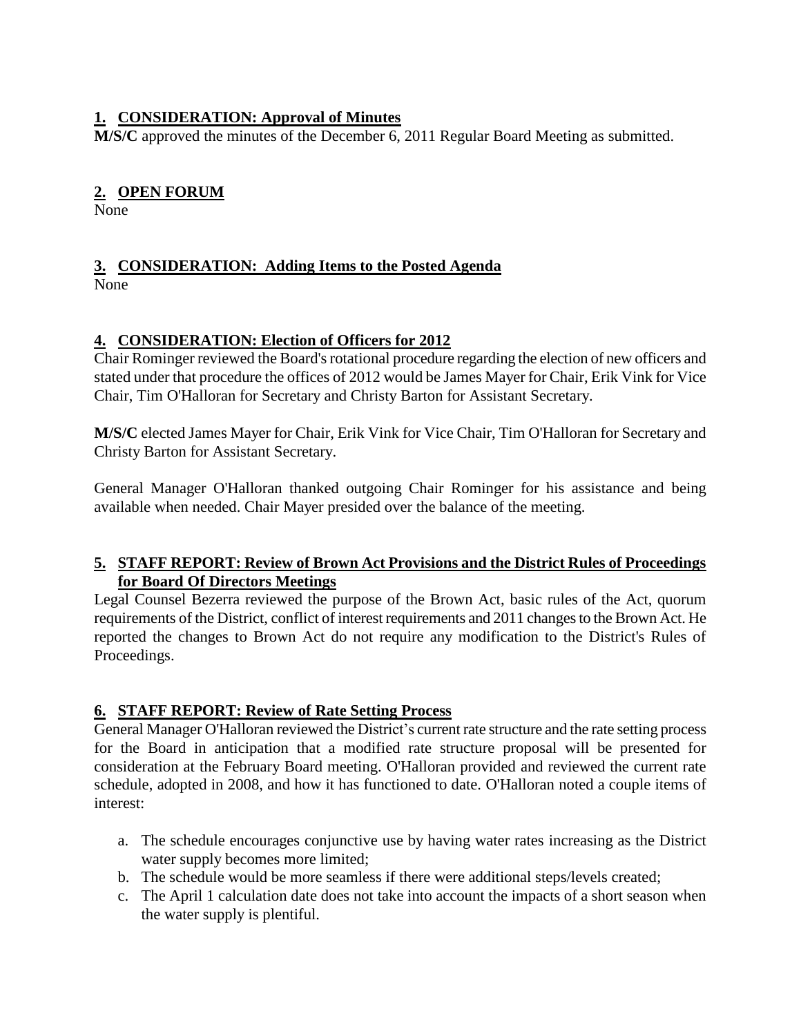## 1. CONSIDERATION: Approval of Minutes

**M/S/C** approved the minutes of the December 6, 2011 Regular Board Meeting as submitted.

## 2. OPEN FORUM

None

## 3. CONSIDERATION: Adding Items to the Posted Agenda

None

## 4. CONSIDERATION: Election of Officers for 2012

Chair Rominger reviewed the Board's rotational procedure regarding the election of new officers and stated under that procedure the offices of 2012 would be James Mayer for Chair, Erik Vink for Vice Chair, Tim O'Halloran for Secretary and Christy Barton for Assistant Secretary.

**M/S/C** elected James Mayer for Chair, Erik Vink for Vice Chair, Tim O'Halloran for Secretary and Christy Barton for Assistant Secretary.

General Manager O'Halloran thanked outgoing Chair Rominger for his assistance and being available when needed. Chair Mayer presided over the balance of the meeting.

## 5. STAFF REPORT: Review of Brown Act Provisions and the District Rules of Proceedings for Board Of Directors Meetings

Legal Counsel Bezerra reviewed the purpose of the Brown Act, basic rules of the Act, quorum requirements of the District, conflict of interest requirements and 2011 changes to the Brown Act. He reported the changes to Brown Act do not require any modification to the District's Rules of Proceedings.

## 6. STAFF REPORT: Review of Rate Setting Process

General Manager O'Halloran reviewed the District's current rate structure and the rate setting process for the Board in anticipation that a modified rate structure proposal will be presented for consideration at the February Board meeting. O'Halloran provided and reviewed the current rate schedule, adopted in 2008, and how it has functioned to date. O'Halloran noted a couple items of interest:

a. The schedule encourages conjunctive use by having water rates increasing as the District water supply becomes more limited;
b. The schedule would be more seamless if there were additional steps/levels created;
c. The April 1 calculation date does not take into account the impacts of a short season when the water supply is plentiful.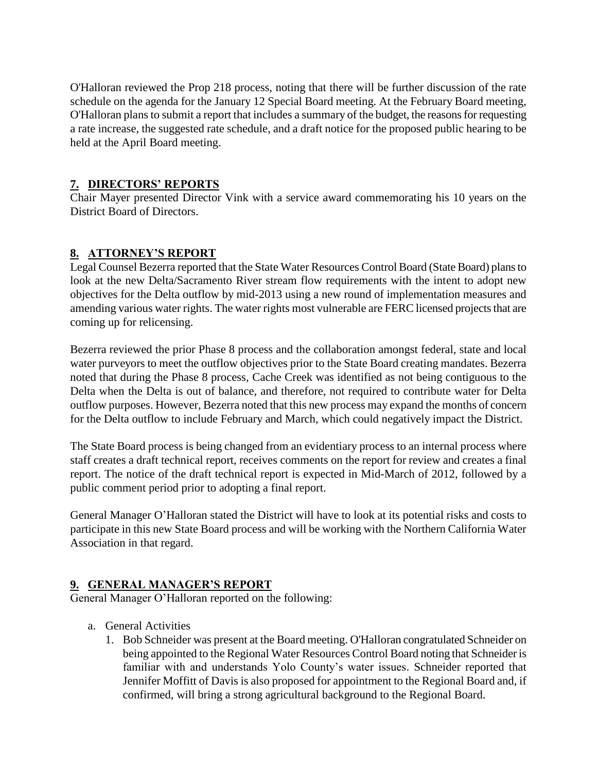O'Halloran reviewed the Prop 218 process, noting that there will be further discussion of the rate schedule on the agenda for the January 12 Special Board meeting. At the February Board meeting, O'Halloran plans to submit a report that includes a summary of the budget, the reasons for requesting a rate increase, the suggested rate schedule, and a draft notice for the proposed public hearing to be held at the April Board meeting.

## 7. DIRECTORS' REPORTS

Chair Mayer presented Director Vink with a service award commemorating his 10 years on the District Board of Directors.

## 8. ATTORNEY'S REPORT

Legal Counsel Bezerra reported that the State Water Resources Control Board (State Board) plans to look at the new Delta/Sacramento River stream flow requirements with the intent to adopt new objectives for the Delta outflow by mid-2013 using a new round of implementation measures and amending various water rights. The water rights most vulnerable are FERC licensed projects that are coming up for relicensing.

Bezerra reviewed the prior Phase 8 process and the collaboration amongst federal, state and local water purveyors to meet the outflow objectives prior to the State Board creating mandates. Bezerra noted that during the Phase 8 process, Cache Creek was identified as not being contiguous to the Delta when the Delta is out of balance, and therefore, not required to contribute water for Delta outflow purposes. However, Bezerra noted that this new process may expand the months of concern for the Delta outflow to include February and March, which could negatively impact the District.

The State Board process is being changed from an evidentiary process to an internal process where staff creates a draft technical report, receives comments on the report for review and creates a final report. The notice of the draft technical report is expected in Mid-March of 2012, followed by a public comment period prior to adopting a final report.

General Manager O'Halloran stated the District will have to look at its potential risks and costs to participate in this new State Board process and will be working with the Northern California Water Association in that regard.

## 9. GENERAL MANAGER'S REPORT

General Manager O'Halloran reported on the following:

a. General Activities
   1. Bob Schneider was present at the Board meeting. O'Halloran congratulated Schneider on being appointed to the Regional Water Resources Control Board noting that Schneider is familiar with and understands Yolo County's water issues. Schneider reported that Jennifer Moffitt of Davis is also proposed for appointment to the Regional Board and, if confirmed, will bring a strong agricultural background to the Regional Board.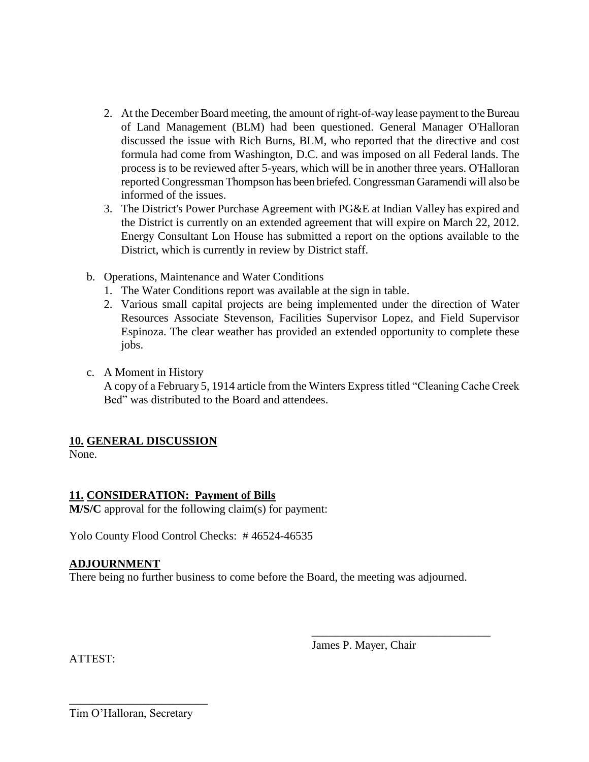2. At the December Board meeting, the amount of right-of-way lease payment to the Bureau of Land Management (BLM) had been questioned. General Manager O'Halloran discussed the issue with Rich Burns, BLM, who reported that the directive and cost formula had come from Washington, D.C. and was imposed on all Federal lands. The process is to be reviewed after 5-years, which will be in another three years. O'Halloran reported Congressman Thompson has been briefed. Congressman Garamendi will also be informed of the issues.
3. The District's Power Purchase Agreement with PG&E at Indian Valley has expired and the District is currently on an extended agreement that will expire on March 22, 2012. Energy Consultant Lon House has submitted a report on the options available to the District, which is currently in review by District staff.

b. Operations, Maintenance and Water Conditions
   1. The Water Conditions report was available at the sign in table.
   2. Various small capital projects are being implemented under the direction of Water Resources Associate Stevenson, Facilities Supervisor Lopez, and Field Supervisor Espinoza. The clear weather has provided an extended opportunity to complete these jobs.

c. A Moment in History
   A copy of a February 5, 1914 article from the Winters Express titled "Cleaning Cache Creek Bed" was distributed to the Board and attendees.

**10. GENERAL DISCUSSION**

None.

**11. CONSIDERATION: Payment of Bills**

**M/S/C** approval for the following claim(s) for payment:

Yolo County Flood Control Checks: # 46524-46535

**ADJOURNMENT**

There being no further business to come before the Board, the meeting was adjourned.

_______________________________
James P. Mayer, Chair

ATTEST:

_______________________
Tim O'Halloran, Secretary